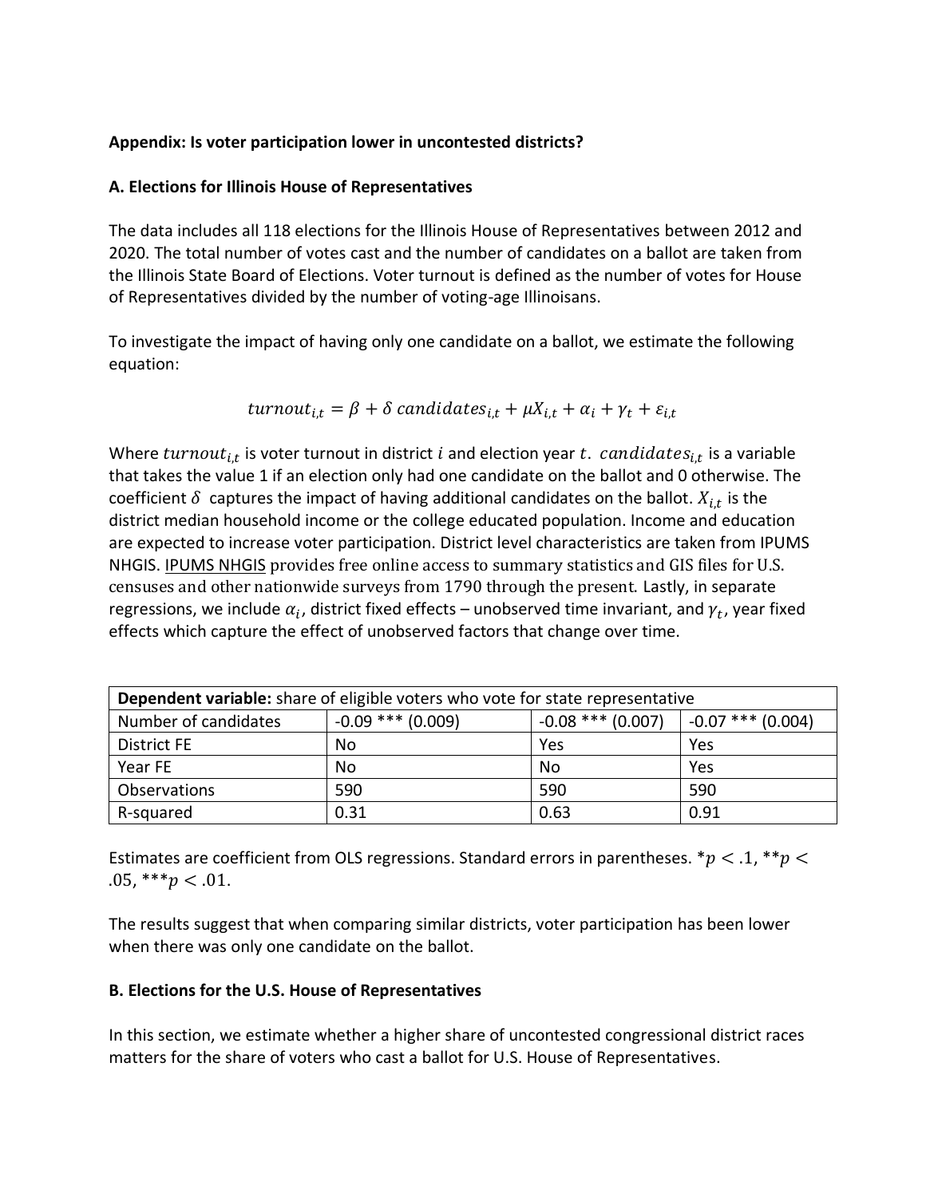**Appendix: Is voter participation lower in uncontested districts?**

**A. Elections for Illinois House of Representatives**

The data includes all 118 elections for the Illinois House of Representatives between 2012 and 2020. The total number of votes cast and the number of candidates on a ballot are taken from the Illinois State Board of Elections. Voter turnout is defined as the number of votes for House of Representatives divided by the number of voting-age Illinoisans.

To investigate the impact of having only one candidate on a ballot, we estimate the following equation:

$$turnout_{i,t} = \beta + \delta\ candidates_{i,t} + \mu X_{i,t} + \alpha_i + \gamma_t + \varepsilon_{i,t}$$

Where $turnout_{i,t}$ is voter turnout in district $i$ and election year $t$. $candidates_{i,t}$ is a variable that takes the value 1 if an election only had one candidate on the ballot and 0 otherwise. The coefficient $\delta$ captures the impact of having additional candidates on the ballot. $X_{i,t}$ is the district median household income or the college educated population. Income and education are expected to increase voter participation. District level characteristics are taken from IPUMS NHGIS. IPUMS NHGIS provides free online access to summary statistics and GIS files for U.S. censuses and other nationwide surveys from 1790 through the present. Lastly, in separate regressions, we include $\alpha_i$, district fixed effects – unobserved time invariant, and $\gamma_t$, year fixed effects which capture the effect of unobserved factors that change over time.

| **Dependent variable:** share of eligible voters who vote for state representative | | | |
|---|---|---|---|
| Number of candidates | -0.09 *** (0.009) | -0.08 *** (0.007) | -0.07 *** (0.004) |
| District FE | No | Yes | Yes |
| Year FE | No | No | Yes |
| Observations | 590 | 590 | 590 |
| R-squared | 0.31 | 0.63 | 0.91 |

Estimates are coefficient from OLS regressions. Standard errors in parentheses. *$p < .1$, **$p < .05$, ***$p < .01$.

The results suggest that when comparing similar districts, voter participation has been lower when there was only one candidate on the ballot.

**B. Elections for the U.S. House of Representatives**

In this section, we estimate whether a higher share of uncontested congressional district races matters for the share of voters who cast a ballot for U.S. House of Representatives.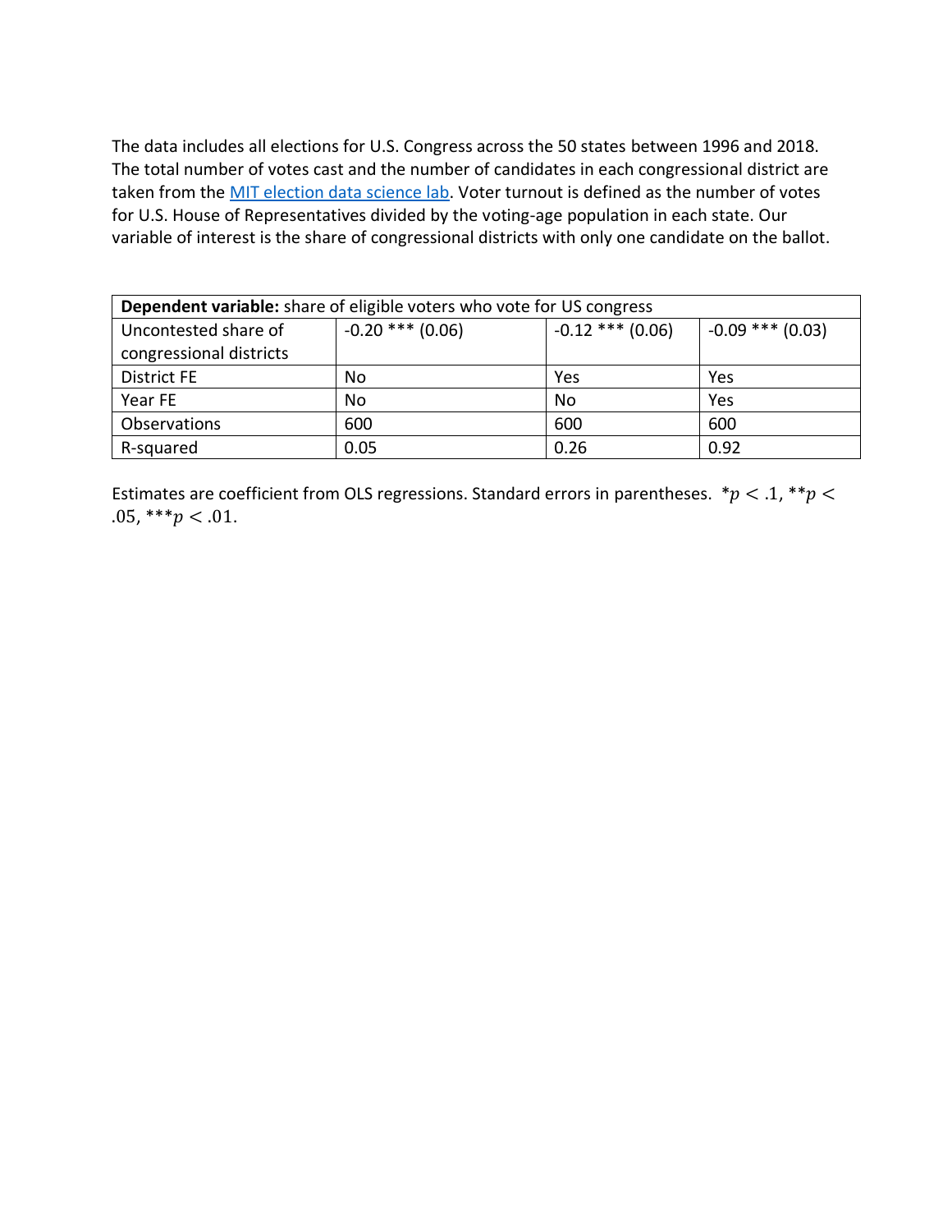The data includes all elections for U.S. Congress across the 50 states between 1996 and 2018. The total number of votes cast and the number of candidates in each congressional district are taken from the [MIT election data science lab](). Voter turnout is defined as the number of votes for U.S. House of Representatives divided by the voting-age population in each state. Our variable of interest is the share of congressional districts with only one candidate on the ballot.

| **Dependent variable:** share of eligible voters who vote for US congress | | | |
|---|---|---|---|
| Uncontested share of congressional districts | -0.20 *** (0.06) | -0.12 *** (0.06) | -0.09 *** (0.03) |
| District FE | No | Yes | Yes |
| Year FE | No | No | Yes |
| Observations | 600 | 600 | 600 |
| R-squared | 0.05 | 0.26 | 0.92 |

Estimates are coefficient from OLS regressions. Standard errors in parentheses. $^{*}p < .1$, $^{**}p < .05$, $^{***}p < .01$.